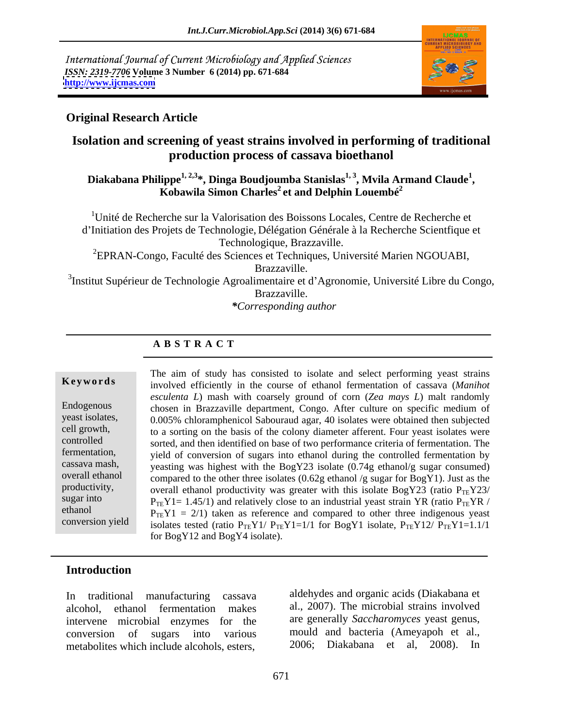International Journal of Current Microbiology and Applied Sciences
*ISSN: 2319-7706* Volume 3 Number 6 (2014) pp. 671-684
http://www.ijcmas.com

**Original Research Article**

# Isolation and screening of yeast strains involved in performing of traditional production process of cassava bioethanol

**Diakabana Philippe[1, 2,3]*, Dinga Boudjoumba Stanislas[1, 3], Mvila Armand Claude[1], Kobawila Simon Charles[2] et and Delphin Louembé[2]**

[1]Unité de Recherche sur la Valorisation des Boissons Locales, Centre de Recherche et d'Initiation des Projets de Technologie, Délégation Générale à la Recherche Scientfique et Technologique, Brazzaville.

[2]EPRAN-Congo, Faculté des Sciences et Techniques, Université Marien NGOUABI, Brazzaville.

[3]Institut Supérieur de Technologie Agroalimentaire et d'Agronomie, Université Libre du Congo, Brazzaville.

**Corresponding author*

## A B S T R A C T

**Keywords**

Endogenous yeast isolates, cell growth, controlled fermentation, cassava mash, overall ethanol productivity, sugar into ethanol conversion yield

The aim of study has consisted to isolate and select performing yeast strains involved efficiently in the course of ethanol fermentation of cassava (*Manihot esculenta L*) mash with coarsely ground of corn (*Zea mays L*) malt randomly chosen in Brazzaville department, Congo. After culture on specific medium of 0.005% chloramphenicol Sabouraud agar, 40 isolates were obtained then subjected to a sorting on the basis of the colony diameter afferent. Four yeast isolates were sorted, and then identified on base of two performance criteria of fermentation. The yield of conversion of sugars into ethanol during the controlled fermentation by yeasting was highest with the BogY23 isolate (0.74g ethanol/g sugar consumed) compared to the other three isolates (0.62g ethanol /g sugar for BogY1). Just as the overall ethanol productivity was greater with this isolate BogY23 (ratio $P_{TE}Y23/P_{TE}Y1 = 1.45/1$) and relatively close to an industrial yeast strain YR (ratio $P_{TE}YR / P_{TE}Y1 = 2/1$) taken as reference and compared to other three indigenous yeast isolates tested (ratio $P_{TE}Y1/ P_{TE}Y1=1/1$ for BogY1 isolate, $P_{TE}Y12/ P_{TE}Y1=1.1/1$ for BogY12 and BogY4 isolate).

## Introduction

In traditional manufacturing cassava alcohol, ethanol fermentation makes intervene microbial enzymes for the conversion of sugars into various metabolites which include alcohols, esters, aldehydes and organic acids (Diakabana et al., 2007). The microbial strains involved are generally *Saccharomyces* yeast genus, mould and bacteria (Ameyapoh et al., 2006; Diakabana et al, 2008). In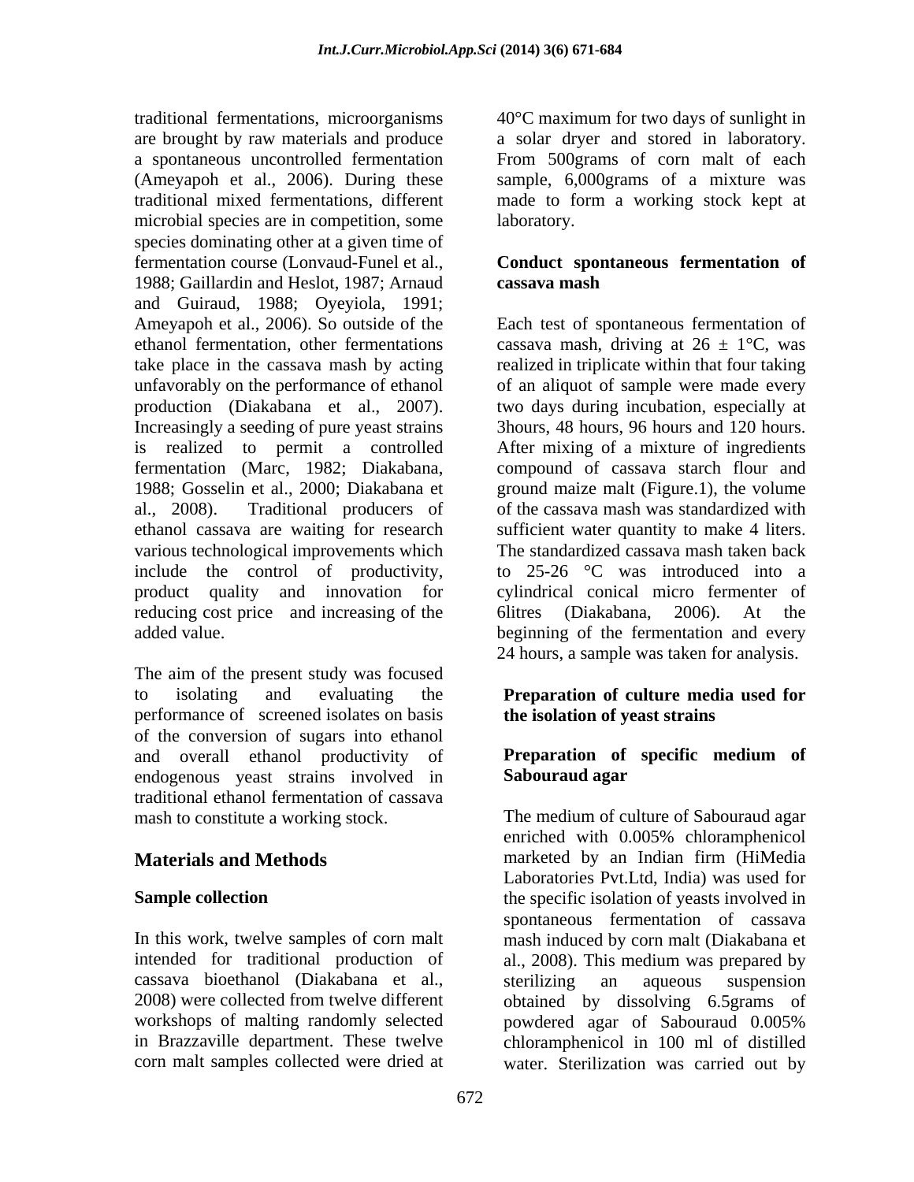traditional fermentations, microorganisms are brought by raw materials and produce a spontaneous uncontrolled fermentation (Ameyapoh et al., 2006). During these traditional mixed fermentations, different microbial species are in competition, some species dominating other at a given time of fermentation course (Lonvaud-Funel et al., 1988; Gaillardin and Heslot, 1987; Arnaud and Guiraud, 1988; Oyeyiola, 1991; Ameyapoh et al., 2006). So outside of the ethanol fermentation, other fermentations take place in the cassava mash by acting unfavorably on the performance of ethanol production (Diakabana et al., 2007). Increasingly a seeding of pure yeast strains is realized to permit a controlled fermentation (Marc, 1982; Diakabana, 1988; Gosselin et al., 2000; Diakabana et al., 2008). Traditional producers of ethanol cassava are waiting for research various technological improvements which include the control of productivity, product quality and innovation for reducing cost price and increasing of the added value.

The aim of the present study was focused to isolating and evaluating the performance of screened isolates on basis of the conversion of sugars into ethanol and overall ethanol productivity of endogenous yeast strains involved in traditional ethanol fermentation of cassava mash to constitute a working stock.

## Materials and Methods

### Sample collection

In this work, twelve samples of corn malt intended for traditional production of cassava bioethanol (Diakabana et al., 2008) were collected from twelve different workshops of malting randomly selected in Brazzaville department. These twelve corn malt samples collected were dried at 40°C maximum for two days of sunlight in a solar dryer and stored in laboratory. From 500grams of corn malt of each sample, 6,000grams of a mixture was made to form a working stock kept at laboratory.

### Conduct spontaneous fermentation of cassava mash

Each test of spontaneous fermentation of cassava mash, driving at 26 ± 1°C, was realized in triplicate within that four taking of an aliquot of sample were made every two days during incubation, especially at 3hours, 48 hours, 96 hours and 120 hours. After mixing of a mixture of ingredients compound of cassava starch flour and ground maize malt (Figure.1), the volume of the cassava mash was standardized with sufficient water quantity to make 4 liters. The standardized cassava mash taken back to 25-26 °C was introduced into a cylindrical conical micro fermenter of 6litres (Diakabana, 2006). At the beginning of the fermentation and every 24 hours, a sample was taken for analysis.

### Preparation of culture media used for the isolation of yeast strains

#### Preparation of specific medium of Sabouraud agar

The medium of culture of Sabouraud agar enriched with 0.005% chloramphenicol marketed by an Indian firm (HiMedia Laboratories Pvt.Ltd, India) was used for the specific isolation of yeasts involved in spontaneous fermentation of cassava mash induced by corn malt (Diakabana et al., 2008). This medium was prepared by sterilizing an aqueous suspension obtained by dissolving 6.5grams of powdered agar of Sabouraud 0.005% chloramphenicol in 100 ml of distilled water. Sterilization was carried out by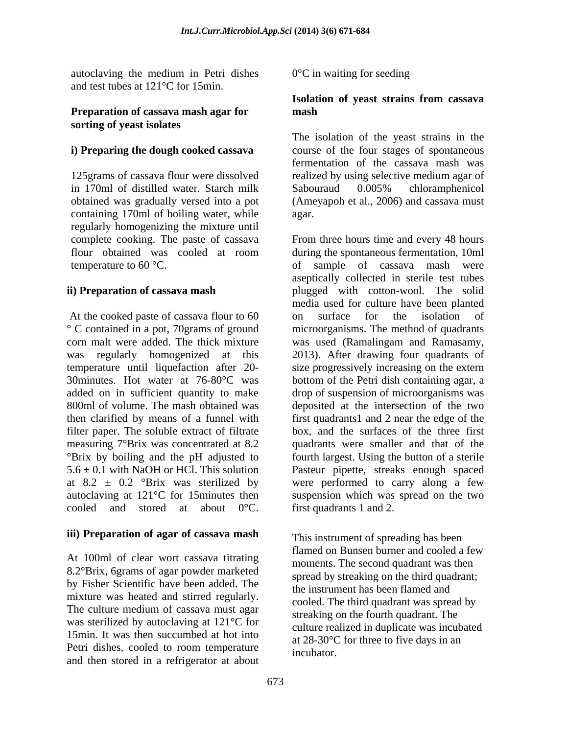autoclaving the medium in Petri dishes and test tubes at 121°C for 15min.

**Preparation of cassava mash agar for sorting of yeast isolates**

**i) Preparing the dough cooked cassava**

125grams of cassava flour were dissolved in 170ml of distilled water. Starch milk obtained was gradually versed into a pot containing 170ml of boiling water, while regularly homogenizing the mixture until complete cooking. The paste of cassava flour obtained was cooled at room temperature to 60 °C.

**ii) Preparation of cassava mash**

At the cooked paste of cassava flour to 60 ° C contained in a pot, 70grams of ground corn malt were added. The thick mixture was regularly homogenized at this temperature until liquefaction after 20-30minutes. Hot water at 76-80°C was added on in sufficient quantity to make 800ml of volume. The mash obtained was then clarified by means of a funnel with filter paper. The soluble extract of filtrate measuring 7°Brix was concentrated at 8.2 °Brix by boiling and the pH adjusted to 5.6 ± 0.1 with NaOH or HCl. This solution at 8.2 ± 0.2 °Brix was sterilized by autoclaving at 121°C for 15minutes then cooled and stored at about 0°C.

**iii) Preparation of agar of cassava mash**

At 100ml of clear wort cassava titrating 8.2°Brix, 6grams of agar powder marketed by Fisher Scientific have been added. The mixture was heated and stirred regularly. The culture medium of cassava must agar was sterilized by autoclaving at 121°C for 15min. It was then succumbed at hot into Petri dishes, cooled to room temperature and then stored in a refrigerator at about 0°C in waiting for seeding

**Isolation of yeast strains from cassava mash**

The isolation of the yeast strains in the course of the four stages of spontaneous fermentation of the cassava mash was realized by using selective medium agar of Sabouraud 0.005% chloramphenicol (Ameyapoh et al., 2006) and cassava must agar.

From three hours time and every 48 hours during the spontaneous fermentation, 10ml of sample of cassava mash were aseptically collected in sterile test tubes plugged with cotton-wool. The solid media used for culture have been planted on surface for the isolation of microorganisms. The method of quadrants was used (Ramalingam and Ramasamy, 2013). After drawing four quadrants of size progressively increasing on the extern bottom of the Petri dish containing agar, a drop of suspension of microorganisms was deposited at the intersection of the two first quadrants1 and 2 near the edge of the box, and the surfaces of the three first quadrants were smaller and that of the fourth largest. Using the button of a sterile Pasteur pipette, streaks enough spaced were performed to carry along a few suspension which was spread on the two first quadrants 1 and 2.

This instrument of spreading has been flamed on Bunsen burner and cooled a few moments. The second quadrant was then spread by streaking on the third quadrant; the instrument has been flamed and cooled. The third quadrant was spread by streaking on the fourth quadrant. The culture realized in duplicate was incubated at 28-30°C for three to five days in an incubator.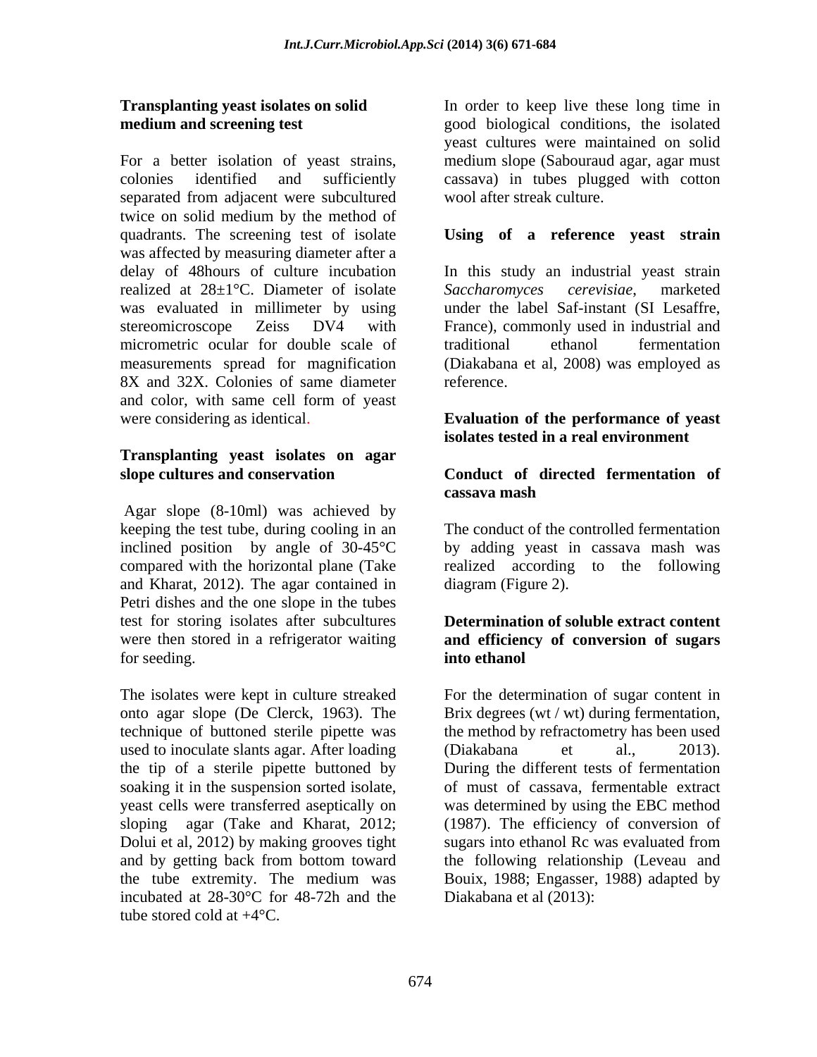### Transplanting yeast isolates on solid medium and screening test

For a better isolation of yeast strains, colonies identified and sufficiently separated from adjacent were subcultured twice on solid medium by the method of quadrants. The screening test of isolate was affected by measuring diameter after a delay of 48hours of culture incubation realized at 28±1°C. Diameter of isolate was evaluated in millimeter by using stereomicroscope Zeiss DV4 with micrometric ocular for double scale of measurements spread for magnification 8X and 32X. Colonies of same diameter and color, with same cell form of yeast were considering as identical.

### Transplanting yeast isolates on agar slope cultures and conservation

Agar slope (8-10ml) was achieved by keeping the test tube, during cooling in an inclined position by angle of 30-45°C compared with the horizontal plane (Take and Kharat, 2012). The agar contained in Petri dishes and the one slope in the tubes test for storing isolates after subcultures were then stored in a refrigerator waiting for seeding.

The isolates were kept in culture streaked onto agar slope (De Clerck, 1963). The technique of buttoned sterile pipette was used to inoculate slants agar. After loading the tip of a sterile pipette buttoned by soaking it in the suspension sorted isolate, yeast cells were transferred aseptically on sloping agar (Take and Kharat, 2012; Dolui et al, 2012) by making grooves tight and by getting back from bottom toward the tube extremity. The medium was incubated at 28-30°C for 48-72h and the tube stored cold at +4°C.

In order to keep live these long time in good biological conditions, the isolated yeast cultures were maintained on solid medium slope (Sabouraud agar, agar must cassava) in tubes plugged with cotton wool after streak culture.

### Using of a reference yeast strain

In this study an industrial yeast strain *Saccharomyces cerevisiae*, marketed under the label Saf-instant (SI Lesaffre, France), commonly used in industrial and traditional ethanol fermentation (Diakabana et al, 2008) was employed as reference.

### Evaluation of the performance of yeast isolates tested in a real environment

### Conduct of directed fermentation of cassava mash

The conduct of the controlled fermentation by adding yeast in cassava mash was realized according to the following diagram (Figure 2).

### Determination of soluble extract content and efficiency of conversion of sugars into ethanol

For the determination of sugar content in Brix degrees (wt / wt) during fermentation, the method by refractometry has been used (Diakabana et al., 2013). During the different tests of fermentation of must of cassava, fermentable extract was determined by using the EBC method (1987). The efficiency of conversion of sugars into ethanol Rc was evaluated from the following relationship (Leveau and Bouix, 1988; Engasser, 1988) adapted by Diakabana et al (2013):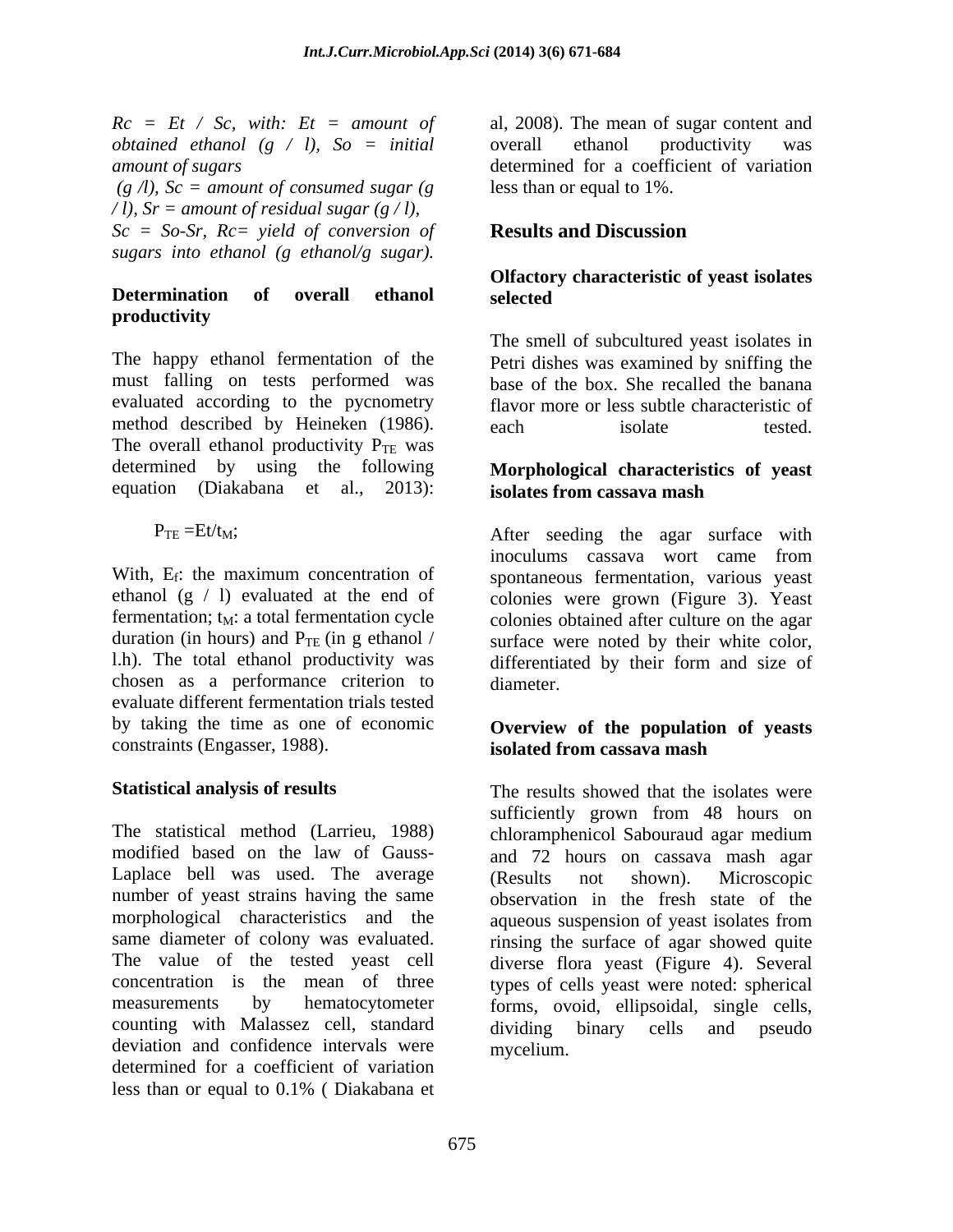*$Rc = Et / Sc$, with: $Et$ = amount of obtained ethanol (g / l), $So$ = initial amount of sugars (g /l), $Sc$ = amount of consumed sugar (g / l), $Sr$ = amount of residual sugar (g / l), $Sc = So-Sr$, $Rc$= yield of conversion of sugars into ethanol (g ethanol/g sugar).*

### Determination of overall ethanol productivity

The happy ethanol fermentation of the must falling on tests performed was evaluated according to the pycnometry method described by Heineken (1986). The overall ethanol productivity $P_{TE}$ was determined by using the following equation (Diakabana et al., 2013):

$$P_{TE} = Et/t_M;$$

With, $E_f$: the maximum concentration of ethanol (g / l) evaluated at the end of fermentation; $t_M$: a total fermentation cycle duration (in hours) and $P_{TE}$ (in g ethanol / l.h). The total ethanol productivity was chosen as a performance criterion to evaluate different fermentation trials tested by taking the time as one of economic constraints (Engasser, 1988).

### Statistical analysis of results

The statistical method (Larrieu, 1988) modified based on the law of Gauss-Laplace bell was used. The average number of yeast strains having the same morphological characteristics and the same diameter of colony was evaluated. The value of the tested yeast cell concentration is the mean of three measurements by hematocytometer counting with Malassez cell, standard deviation and confidence intervals were determined for a coefficient of variation less than or equal to 0.1% ( Diakabana et al, 2008). The mean of sugar content and overall ethanol productivity was determined for a coefficient of variation less than or equal to 1%.

## Results and Discussion

### Olfactory characteristic of yeast isolates selected

The smell of subcultured yeast isolates in Petri dishes was examined by sniffing the base of the box. She recalled the banana flavor more or less subtle characteristic of each isolate tested.

### Morphological characteristics of yeast isolates from cassava mash

After seeding the agar surface with inoculums cassava wort came from spontaneous fermentation, various yeast colonies were grown (Figure 3). Yeast colonies obtained after culture on the agar surface were noted by their white color, differentiated by their form and size of diameter.

### Overview of the population of yeasts isolated from cassava mash

The results showed that the isolates were sufficiently grown from 48 hours on chloramphenicol Sabouraud agar medium and 72 hours on cassava mash agar (Results not shown). Microscopic observation in the fresh state of the aqueous suspension of yeast isolates from rinsing the surface of agar showed quite diverse flora yeast (Figure 4). Several types of cells yeast were noted: spherical forms, ovoid, ellipsoidal, single cells, dividing binary cells and pseudo mycelium.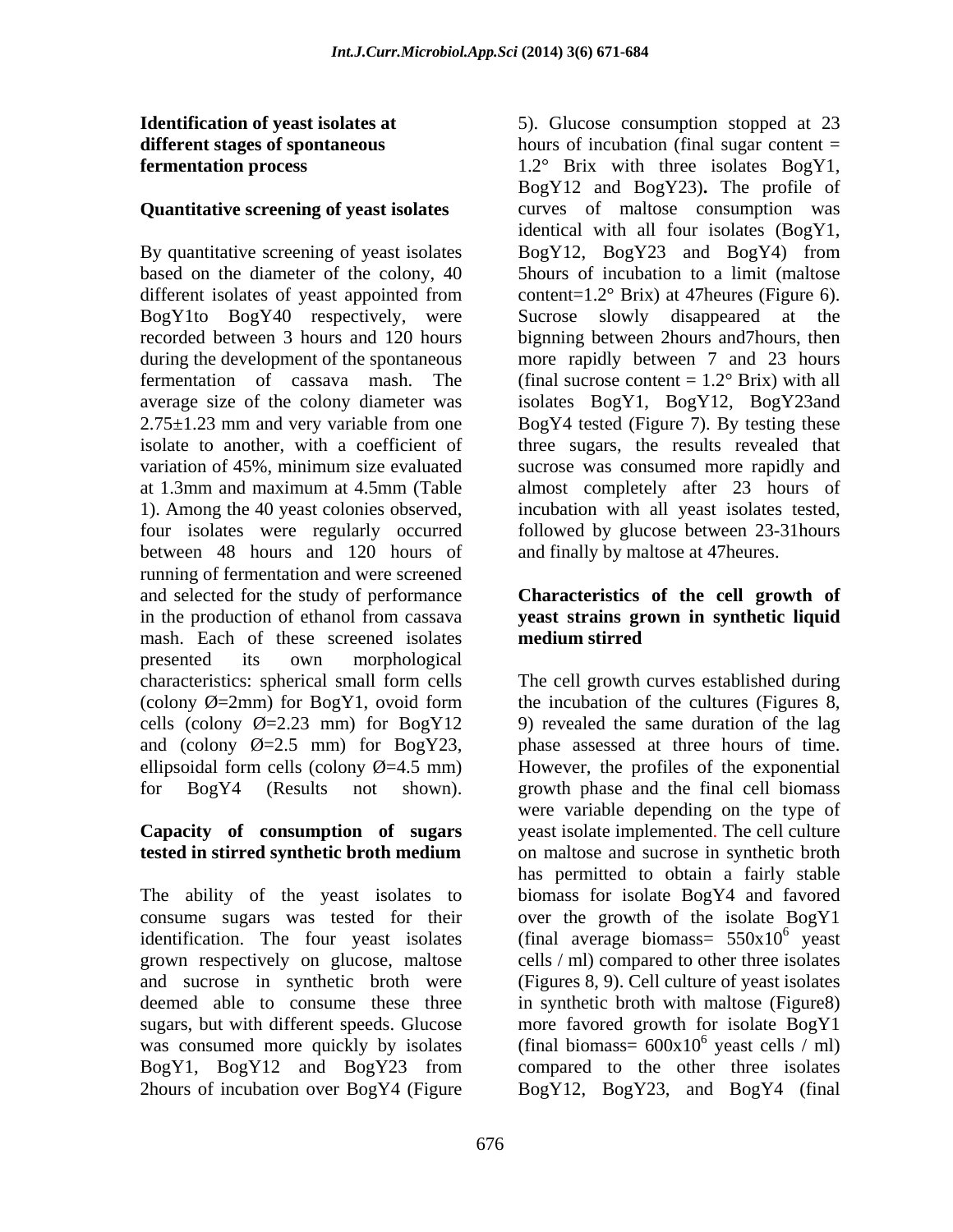## Identification of yeast isolates at different stages of spontaneous fermentation process

### Quantitative screening of yeast isolates

By quantitative screening of yeast isolates based on the diameter of the colony, 40 different isolates of yeast appointed from BogY1to BogY40 respectively, were recorded between 3 hours and 120 hours during the development of the spontaneous fermentation of cassava mash. The average size of the colony diameter was 2.75±1.23 mm and very variable from one isolate to another, with a coefficient of variation of 45%, minimum size evaluated at 1.3mm and maximum at 4.5mm (Table 1). Among the 40 yeast colonies observed, four isolates were regularly occurred between 48 hours and 120 hours of running of fermentation and were screened and selected for the study of performance in the production of ethanol from cassava mash. Each of these screened isolates presented its own morphological characteristics: spherical small form cells (colony Ø=2mm) for BogY1, ovoid form cells (colony Ø=2.23 mm) for BogY12 and (colony Ø=2.5 mm) for BogY23, ellipsoidal form cells (colony Ø=4.5 mm) for BogY4 (Results not shown).

### Capacity of consumption of sugars tested in stirred synthetic broth medium

The ability of the yeast isolates to consume sugars was tested for their identification. The four yeast isolates grown respectively on glucose, maltose and sucrose in synthetic broth were deemed able to consume these three sugars, but with different speeds. Glucose was consumed more quickly by isolates BogY1, BogY12 and BogY23 from 2hours of incubation over BogY4 (Figure 5). Glucose consumption stopped at 23 hours of incubation (final sugar content = 1.2° Brix with three isolates BogY1, BogY12 and BogY23)**.** The profile of curves of maltose consumption was identical with all four isolates (BogY1, BogY12, BogY23 and BogY4) from 5hours of incubation to a limit (maltose content=1.2° Brix) at 47heures (Figure 6). Sucrose slowly disappeared at the bignning between 2hours and7hours, then more rapidly between 7 and 23 hours (final sucrose content = 1.2° Brix) with all isolates BogY1, BogY12, BogY23and BogY4 tested (Figure 7). By testing these three sugars, the results revealed that sucrose was consumed more rapidly and almost completely after 23 hours of incubation with all yeast isolates tested, followed by glucose between 23-31hours and finally by maltose at 47heures.

### Characteristics of the cell growth of yeast strains grown in synthetic liquid medium stirred

The cell growth curves established during the incubation of the cultures (Figures 8, 9) revealed the same duration of the lag phase assessed at three hours of time. However, the profiles of the exponential growth phase and the final cell biomass were variable depending on the type of yeast isolate implemented. The cell culture on maltose and sucrose in synthetic broth has permitted to obtain a fairly stable biomass for isolate BogY4 and favored over the growth of the isolate BogY1 (final average biomass= $550 \times 10^6$ yeast cells / ml) compared to other three isolates (Figures 8, 9). Cell culture of yeast isolates in synthetic broth with maltose (Figure8) more favored growth for isolate BogY1 (final biomass= $600 \times 10^6$ yeast cells / ml) compared to the other three isolates BogY12, BogY23, and BogY4 (final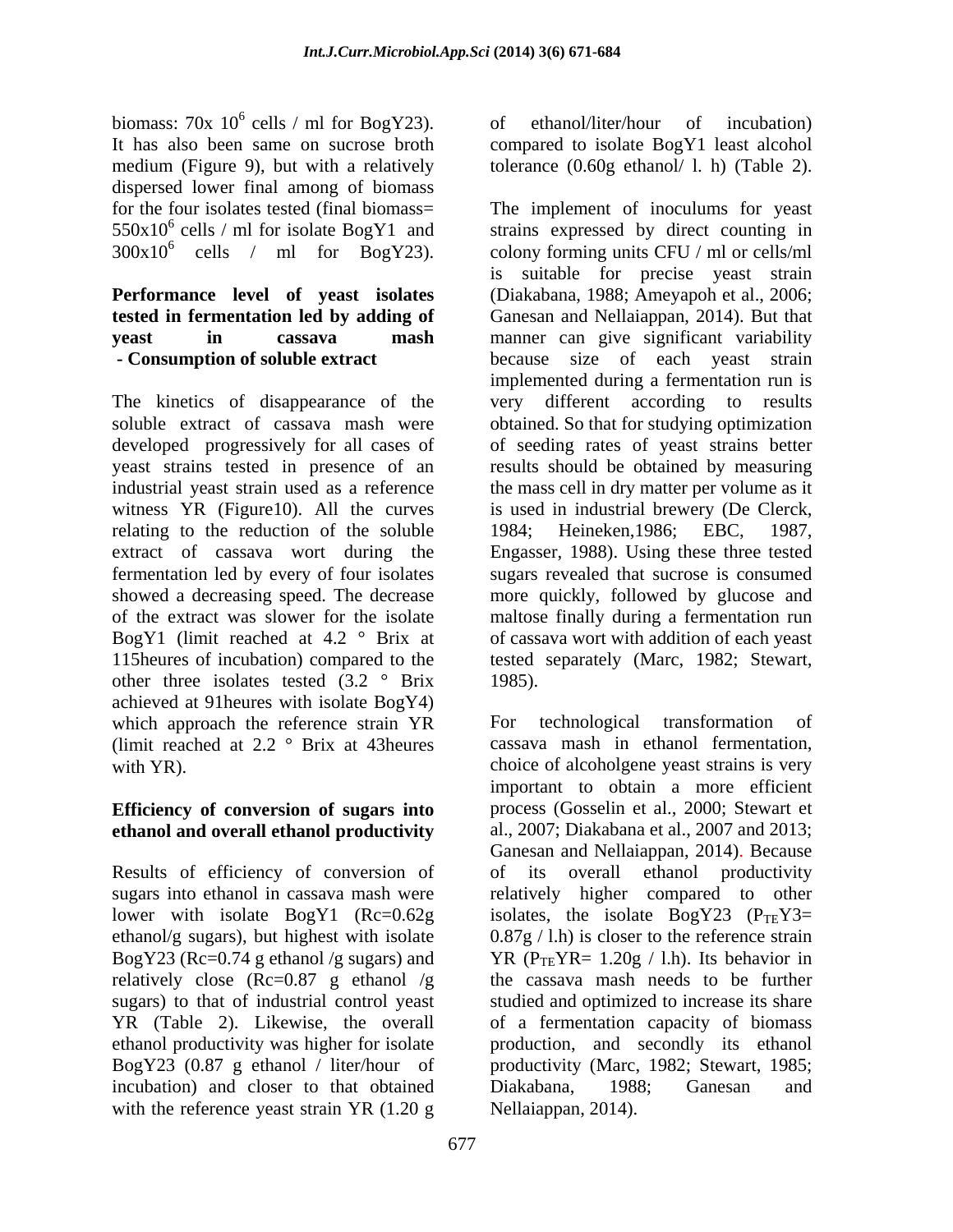biomass: $70 \times 10^6$ cells / ml for BogY23). It has also been same on sucrose broth medium (Figure 9), but with a relatively dispersed lower final among of biomass for the four isolates tested (final biomass= $550 \times 10^6$ cells / ml for isolate BogY1 and $300 \times 10^6$ cells / ml for BogY23).

**Performance level of yeast isolates tested in fermentation led by adding of yeast in cassava mash - Consumption of soluble extract**

The kinetics of disappearance of the soluble extract of cassava mash were developed progressively for all cases of yeast strains tested in presence of an industrial yeast strain used as a reference witness YR (Figure10). All the curves relating to the reduction of the soluble extract of cassava wort during the fermentation led by every of four isolates showed a decreasing speed. The decrease of the extract was slower for the isolate BogY1 (limit reached at 4.2 ° Brix at 115heures of incubation) compared to the other three isolates tested (3.2 ° Brix achieved at 91heures with isolate BogY4) which approach the reference strain YR (limit reached at 2.2 ° Brix at 43heures with YR).

**Efficiency of conversion of sugars into ethanol and overall ethanol productivity**

Results of efficiency of conversion of sugars into ethanol in cassava mash were lower with isolate BogY1 (Rc=0.62g ethanol/g sugars), but highest with isolate BogY23 (Rc=0.74 g ethanol /g sugars) and relatively close (Rc=0.87 g ethanol /g sugars) to that of industrial control yeast YR (Table 2). Likewise, the overall ethanol productivity was higher for isolate BogY23 (0.87 g ethanol / liter/hour of incubation) and closer to that obtained with the reference yeast strain YR (1.20 g of ethanol/liter/hour of incubation) compared to isolate BogY1 least alcohol tolerance (0.60g ethanol/ l. h) (Table 2).

The implement of inoculums for yeast strains expressed by direct counting in colony forming units CFU / ml or cells/ml is suitable for precise yeast strain (Diakabana, 1988; Ameyapoh et al., 2006; Ganesan and Nellaiappan, 2014). But that manner can give significant variability because size of each yeast strain implemented during a fermentation run is very different according to results obtained. So that for studying optimization of seeding rates of yeast strains better results should be obtained by measuring the mass cell in dry matter per volume as it is used in industrial brewery (De Clerck, 1984; Heineken,1986; EBC, 1987, Engasser, 1988). Using these three tested sugars revealed that sucrose is consumed more quickly, followed by glucose and maltose finally during a fermentation run of cassava wort with addition of each yeast tested separately (Marc, 1982; Stewart, 1985).

For technological transformation of cassava mash in ethanol fermentation, choice of alcoholgene yeast strains is very important to obtain a more efficient process (Gosselin et al., 2000; Stewart et al., 2007; Diakabana et al., 2007 and 2013; Ganesan and Nellaiappan, 2014). Because of its overall ethanol productivity relatively higher compared to other isolates, the isolate BogY23 ($P_{TE}Y3$= 0.87g / l.h) is closer to the reference strain YR ($P_{TE}YR$= 1.20g / l.h). Its behavior in the cassava mash needs to be further studied and optimized to increase its share of a fermentation capacity of biomass production, and secondly its ethanol productivity (Marc, 1982; Stewart, 1985; Diakabana, 1988; Ganesan and Nellaiappan, 2014).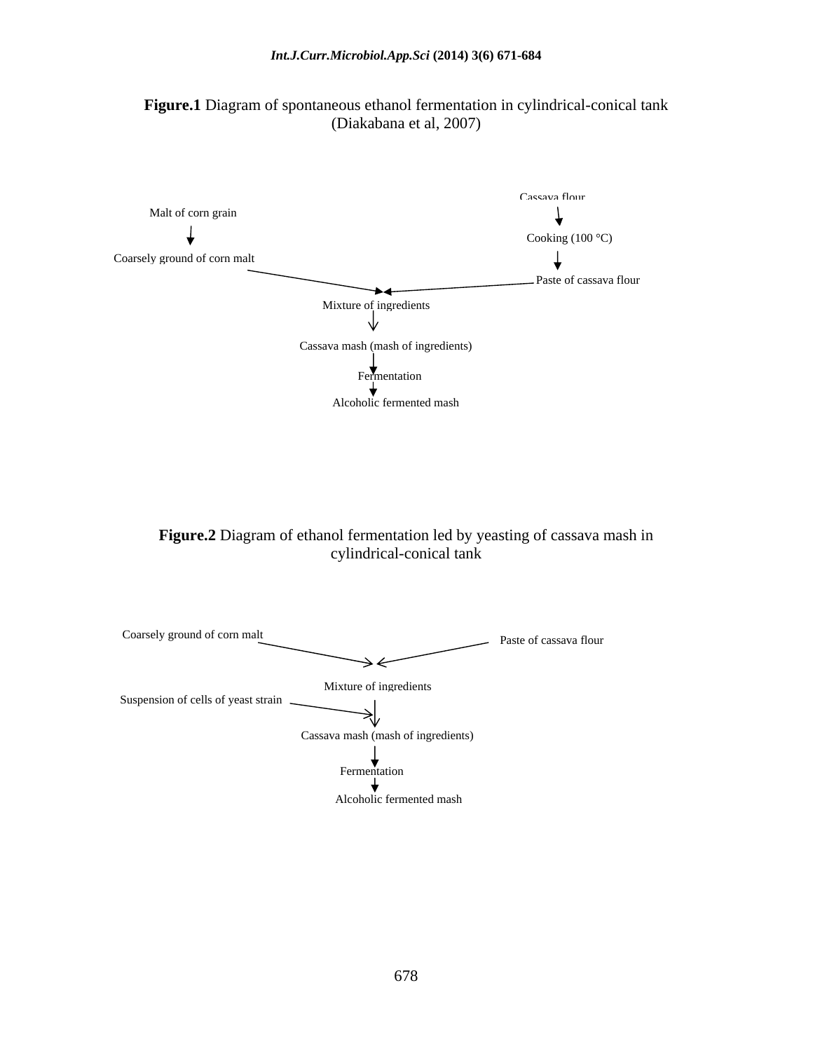**Figure.1** Diagram of spontaneous ethanol fermentation in cylindrical-conical tank (Diakabana et al, 2007)

Malt of corn grain

↓

Coarsely ground of corn malt

Cassava flour

↓

Cooking (100 °C)

↓

Paste of cassava flour

Mixture of ingredients

↓

Cassava mash (mash of ingredients)

↓

Fermentation

↓

Alcoholic fermented mash

**Figure.2** Diagram of ethanol fermentation led by yeasting of cassava mash in cylindrical-conical tank

Coarsely ground of corn malt

Paste of cassava flour

Mixture of ingredients

Suspension of cells of yeast strain

↓

Cassava mash (mash of ingredients)

↓

Fermentation

↓

Alcoholic fermented mash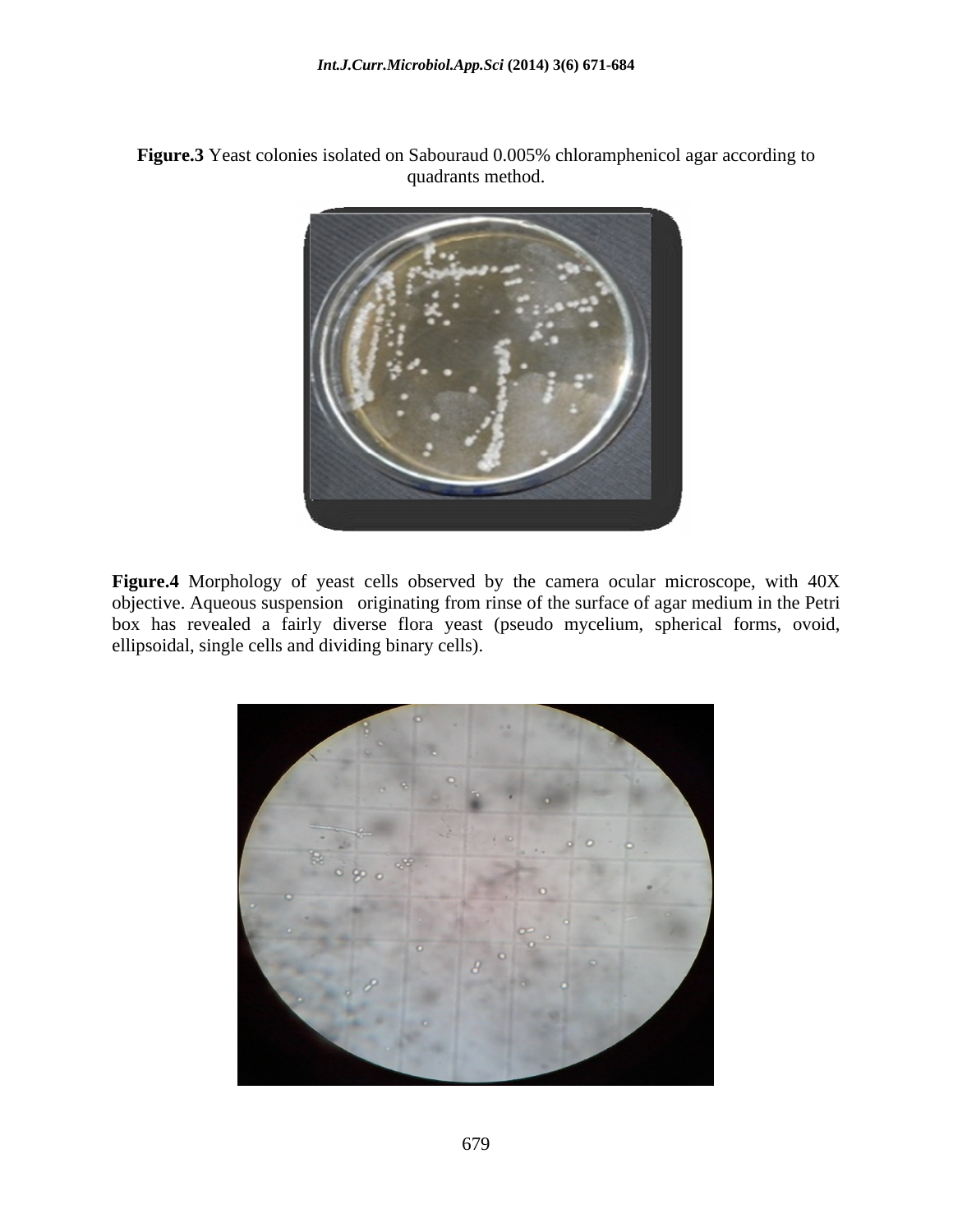**Figure.3** Yeast colonies isolated on Sabouraud 0.005% chloramphenicol agar according to quadrants method.

**Figure.4** Morphology of yeast cells observed by the camera ocular microscope, with 40X objective. Aqueous suspension originating from rinse of the surface of agar medium in the Petri box has revealed a fairly diverse flora yeast (pseudo mycelium, spherical forms, ovoid, ellipsoidal, single cells and dividing binary cells).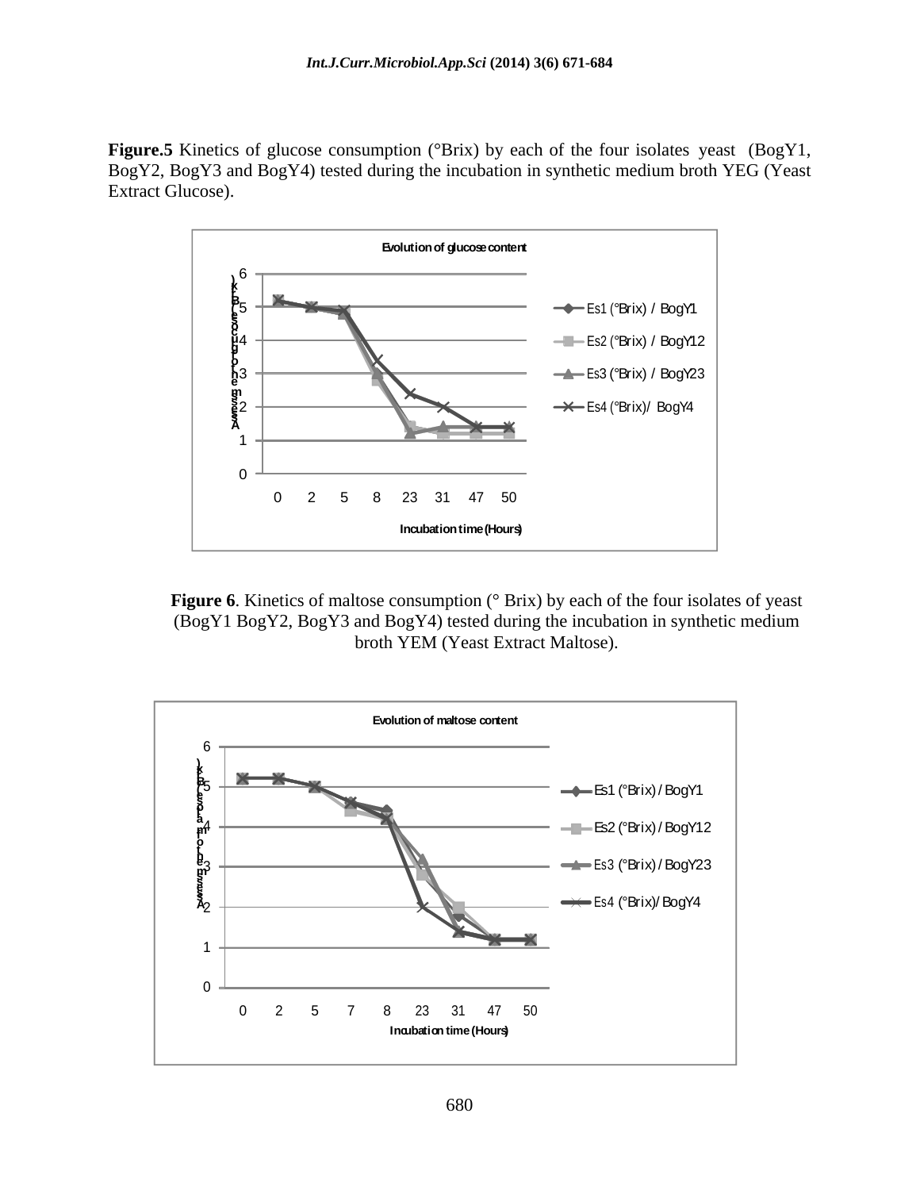**Figure.5** Kinetics of glucose consumption (°Brix) by each of the four isolates yeast (BogY1, BogY2, BogY3 and BogY4) tested during the incubation in synthetic medium broth YEG (Yeast Extract Glucose).

**Figure 6**. Kinetics of maltose consumption (° Brix) by each of the four isolates of yeast (BogY1 BogY2, BogY3 and BogY4) tested during the incubation in synthetic medium broth YEM (Yeast Extract Maltose).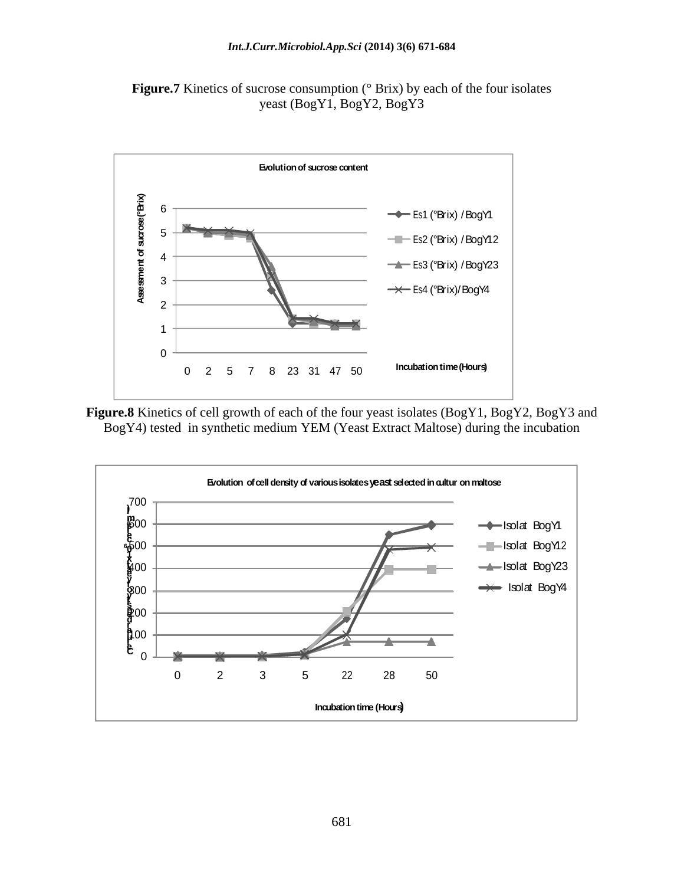**Figure.7** Kinetics of sucrose consumption (° Brix) by each of the four isolates yeast (BogY1, BogY2, BogY3

**Figure.8** Kinetics of cell growth of each of the four yeast isolates (BogY1, BogY2, BogY3 and BogY4) tested in synthetic medium YEM (Yeast Extract Maltose) during the incubation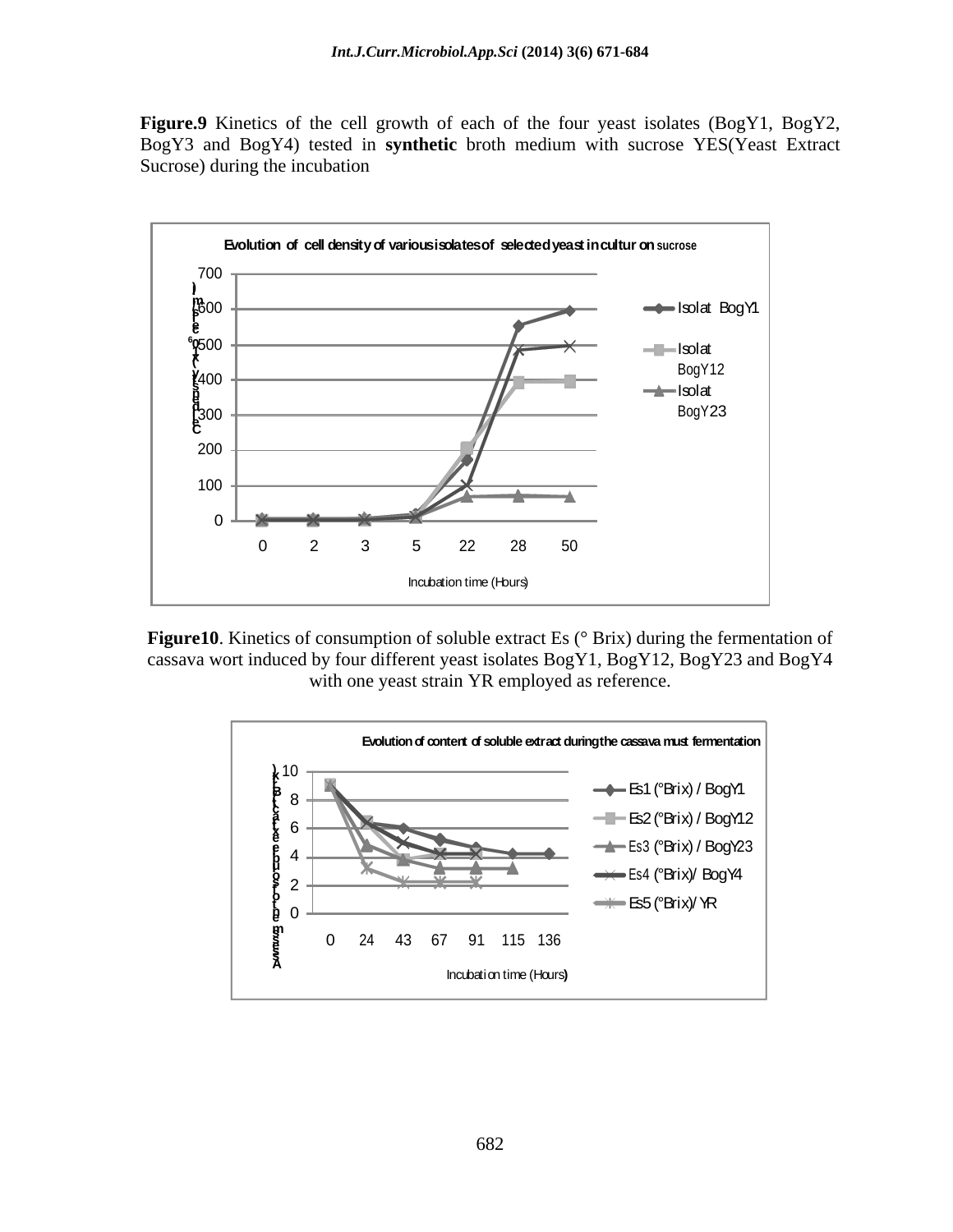**Figure.9** Kinetics of the cell growth of each of the four yeast isolates (BogY1, BogY2, BogY3 and BogY4) tested in **synthetic** broth medium with sucrose YES(Yeast Extract Sucrose) during the incubation

**Figure10**. Kinetics of consumption of soluble extract Es (° Brix) during the fermentation of cassava wort induced by four different yeast isolates BogY1, BogY12, BogY23 and BogY4 with one yeast strain YR employed as reference.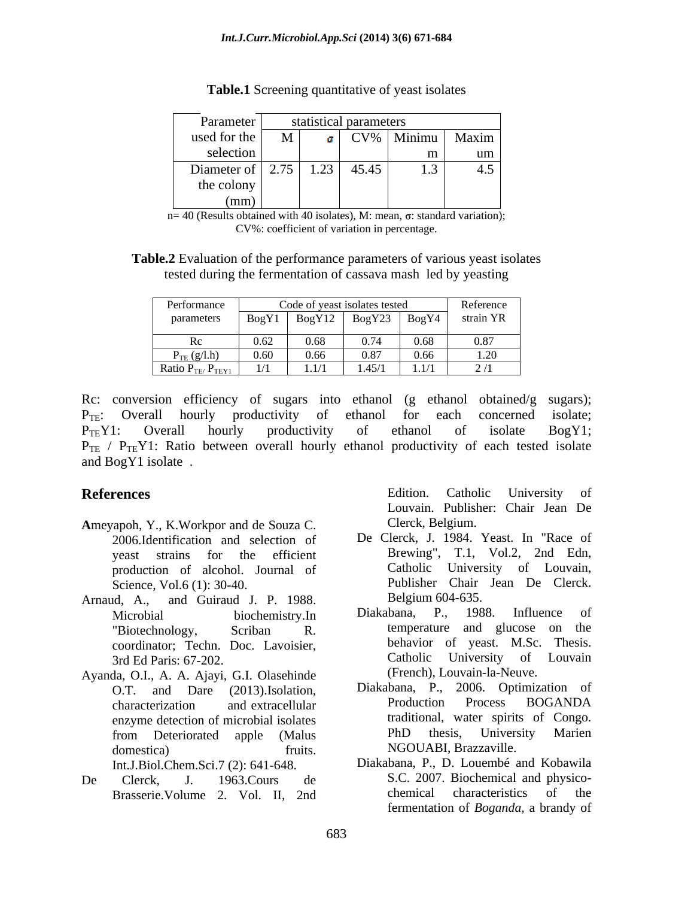**Table.1** Screening quantitative of yeast isolates

| Parameter used for the selection | statistical parameters | | | | |
|---|---|---|---|---|---|
| | M | σ | CV% | Minimum | Maximum |
| Diameter of the colony (mm) | 2.75 | 1.23 | 45.45 | 1.3 | 4.5 |

n= 40 (Results obtained with 40 isolates), M: mean, σ: standard variation); CV%: coefficient of variation in percentage.

**Table.2** Evaluation of the performance parameters of various yeast isolates tested during the fermentation of cassava mash led by yeasting

| Performance parameters | Code of yeast isolates tested | | | | Reference strain YR |
|---|---|---|---|---|---|
| | BogY1 | BogY12 | BogY23 | BogY4 | |
| Rc | 0.62 | 0.68 | 0.74 | 0.68 | 0.87 |
| $P_{TE}$ (g/l.h) | 0.60 | 0.66 | 0.87 | 0.66 | 1.20 |
| Ratio $P_{TE/}$ $P_{TEY1}$ | 1/1 | 1.1/1 | 1.45/1 | 1.1/1 | 2 /1 |

Rc: conversion efficiency of sugars into ethanol (g ethanol obtained/g sugars); $P_{TE}$: Overall hourly productivity of ethanol for each concerned isolate; $P_{TE}$Y1: Overall hourly productivity of ethanol of isolate BogY1; $P_{TE}$ / $P_{TE}$Y1: Ratio between overall hourly ethanol productivity of each tested isolate and BogY1 isolate .

## References

**A**meyapoh, Y., K.Workpor and de Souza C. 2006.Identification and selection of yeast strains for the efficient production of alcohol. Journal of Science, Vol.6 (1): 30-40.

Arnaud, A., and Guiraud J. P. 1988. Microbial biochemistry.In "Biotechnology, Scriban R. coordinator; Techn. Doc. Lavoisier, 3rd Ed Paris: 67-202.

Ayanda, O.I., A. A. Ajayi, G.I. Olasehinde O.T. and Dare (2013).Isolation, characterization and extracellular enzyme detection of microbial isolates from Deteriorated apple (Malus domestica) fruits. Int.J.Biol.Chem.Sci.7 (2): 641-648.

De Clerck, J. 1963.Cours de Brasserie.Volume 2. Vol. II, 2nd Edition. Catholic University of Louvain. Publisher: Chair Jean De Clerck, Belgium.

De Clerck, J. 1984. Yeast. In "Race of Brewing", T.1, Vol.2, 2nd Edn, Catholic University of Louvain, Publisher Chair Jean De Clerck. Belgium 604-635.

Diakabana, P., 1988. Influence of temperature and glucose on the behavior of yeast. M.Sc. Thesis. Catholic University of Louvain (French), Louvain-la-Neuve.

Diakabana, P., 2006. Optimization of Production Process BOGANDA traditional, water spirits of Congo. PhD thesis, University Marien NGOUABI, Brazzaville.

Diakabana, P., D. Louembé and Kobawila S.C. 2007. Biochemical and physico-chemical characteristics of the fermentation of *Boganda*, a brandy of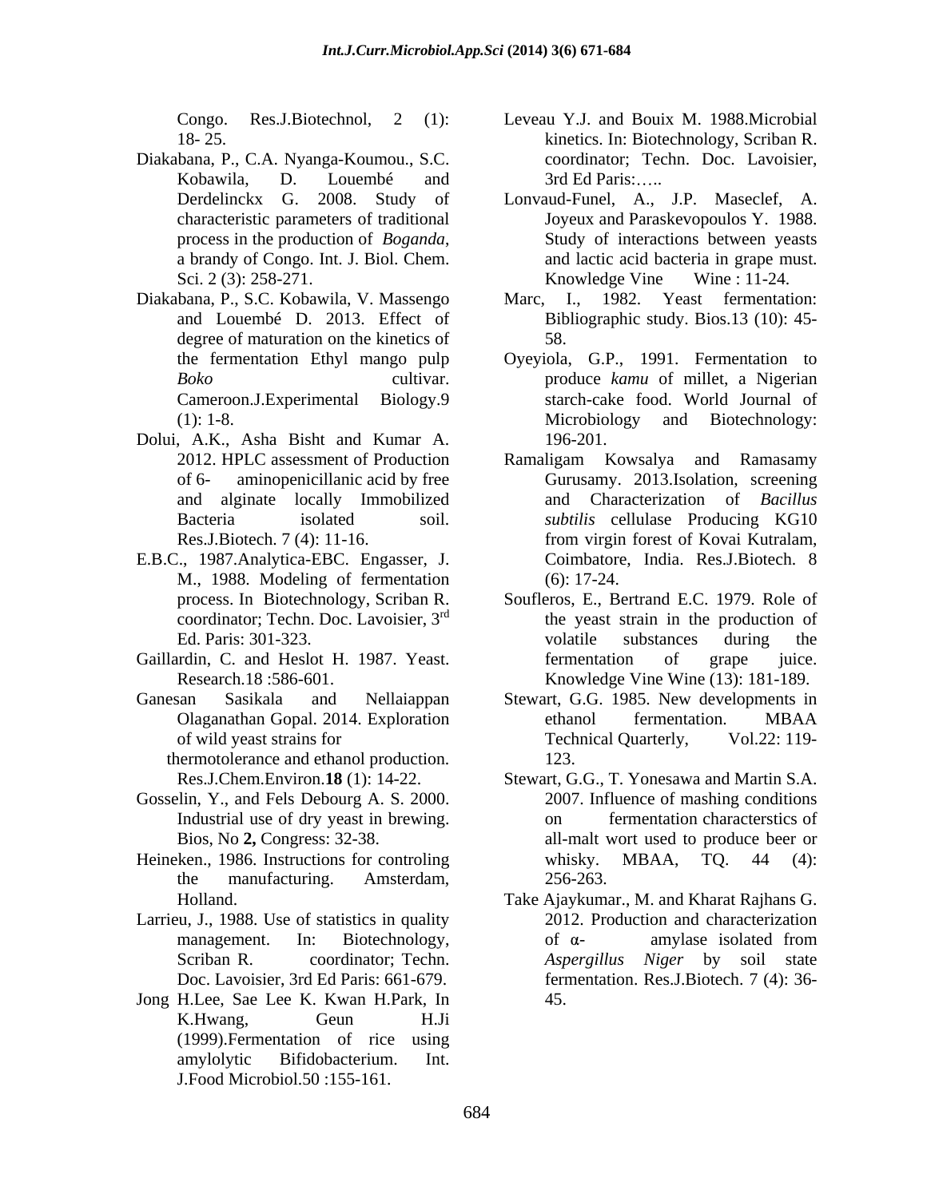Congo. Res.J.Biotechnol, 2 (1): 18- 25.

Diakabana, P., C.A. Nyanga-Koumou., S.C. Kobawila, D. Louembé and Derdelinckx G. 2008. Study of characteristic parameters of traditional process in the production of *Boganda*, a brandy of Congo. Int. J. Biol. Chem. Sci. 2 (3): 258-271.

Diakabana, P., S.C. Kobawila, V. Massengo and Louembé D. 2013. Effect of degree of maturation on the kinetics of the fermentation Ethyl mango pulp *Boko* cultivar. Cameroon.J.Experimental Biology.9 (1): 1-8.

Dolui, A.K., Asha Bisht and Kumar A. 2012. HPLC assessment of Production of 6- aminopenicillanic acid by free and alginate locally Immobilized Bacteria isolated soil. Res.J.Biotech. 7 (4): 11-16.

E.B.C., 1987.Analytica-EBC. Engasser, J. M., 1988. Modeling of fermentation process. In Biotechnology, Scriban R. coordinator; Techn. Doc. Lavoisier, 3rd Ed. Paris: 301-323.

Gaillardin, C. and Heslot H. 1987. Yeast. Research.18 :586-601.

Ganesan Sasikala and Nellaiappan Olaganathan Gopal. 2014. Exploration of wild yeast strains for thermotolerance and ethanol production. Res.J.Chem.Environ.**18** (1): 14-22.

Gosselin, Y., and Fels Debourg A. S. 2000. Industrial use of dry yeast in brewing. Bios, No **2,** Congress: 32-38.

Heineken., 1986. Instructions for controling the manufacturing. Amsterdam, Holland.

Larrieu, J., 1988. Use of statistics in quality management. In: Biotechnology, Scriban R. coordinator; Techn. Doc. Lavoisier, 3rd Ed Paris: 661-679.

Jong H.Lee, Sae Lee K. Kwan H.Park, In K.Hwang, Geun H.Ji (1999).Fermentation of rice using amylolytic Bifidobacterium. Int. J.Food Microbiol.50 :155-161.

Leveau Y.J. and Bouix M. 1988.Microbial kinetics. In: Biotechnology, Scriban R. coordinator; Techn. Doc. Lavoisier, 3rd Ed Paris:…..

Lonvaud-Funel, A., J.P. Maseclef, A. Joyeux and Paraskevopoulos Y. 1988. Study of interactions between yeasts and lactic acid bacteria in grape must. Knowledge Vine Wine : 11-24.

Marc, I., 1982. Yeast fermentation: Bibliographic study. Bios.13 (10): 45-58.

Oyeyiola, G.P., 1991. Fermentation to produce *kamu* of millet, a Nigerian starch-cake food. World Journal of Microbiology and Biotechnology: 196-201.

Ramaligam Kowsalya and Ramasamy Gurusamy. 2013.Isolation, screening and Characterization of *Bacillus subtilis* cellulase Producing KG10 from virgin forest of Kovai Kutralam, Coimbatore, India. Res.J.Biotech. 8 (6): 17-24.

Soufleros, E., Bertrand E.C. 1979. Role of the yeast strain in the production of volatile substances during the fermentation of grape juice. Knowledge Vine Wine (13): 181-189.

Stewart, G.G. 1985. New developments in ethanol fermentation. MBAA Technical Quarterly, Vol.22: 119-123.

Stewart, G.G., T. Yonesawa and Martin S.A. 2007. Influence of mashing conditions on fermentation characterstics of all-malt wort used to produce beer or whisky. MBAA, TQ. 44 (4): 256-263.

Take Ajaykumar., M. and Kharat Rajhans G. 2012. Production and characterization of α- amylase isolated from *Aspergillus Niger* by soil state fermentation. Res.J.Biotech. 7 (4): 36-45.